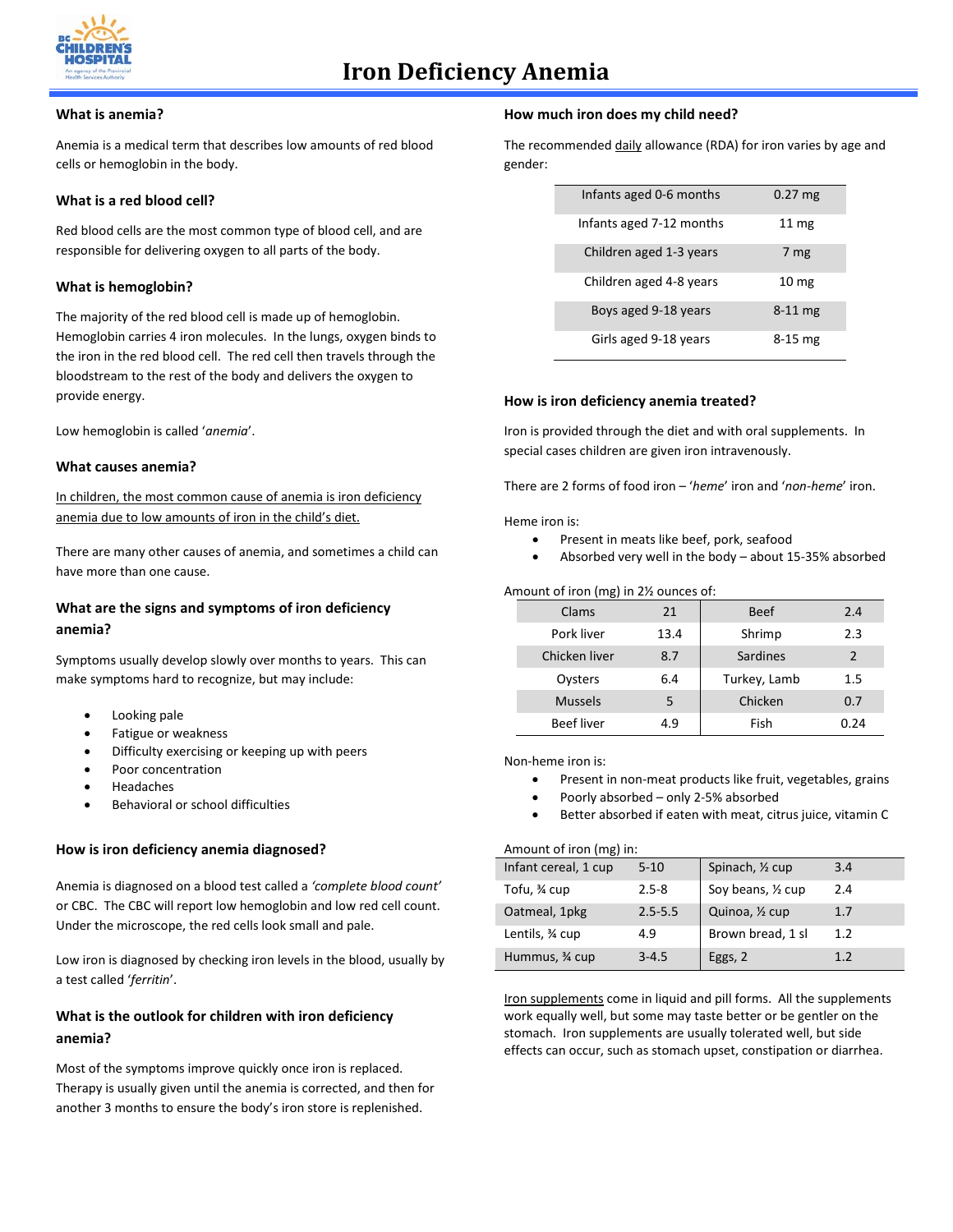# Iron Deficiency Anemia

### What is anemia?

Anemia is a medical term that describes low amounts of red blood cells or hemoglobin in the body.

### What is a red blood cell?

Red blood cells are the most common type of blood cell, and are responsible for delivering oxygen to all parts of the body.

### What is hemoglobin?

The majority of the red blood cell is made up of hemoglobin. Hemoglobin carries 4 iron molecules. In the lungs, oxygen binds to the iron in the red blood cell. The red cell then travels through the bloodstream to the rest of the body and delivers the oxygen to provide energy.

Low hemoglobin is called '*anemia*'.

### What causes anemia?

In children, the most common cause of anemia is iron deficiency anemia due to low amounts of iron in the child's diet.

There are many other causes of anemia, and sometimes a child can have more than one cause.

### What are the signs and symptoms of iron deficiency anemia?

Symptoms usually develop slowly over months to years. This can make symptoms hard to recognize, but may include:

- Looking pale
- Fatigue or weakness
- Difficulty exercising or keeping up with peers
- Poor concentration
- Headaches
- Behavioral or school difficulties

### How is iron deficiency anemia diagnosed?

Anemia is diagnosed on a blood test called a *'complete blood count'* or CBC. The CBC will report low hemoglobin and low red cell count. Under the microscope, the red cells look small and pale.

Low iron is diagnosed by checking iron levels in the blood, usually by a test called '*ferritin*'.

### What is the outlook for children with iron deficiency anemia?

Most of the symptoms improve quickly once iron is replaced. Therapy is usually given until the anemia is corrected, and then for another 3 months to ensure the body's iron store is replenished.

### How much iron does my child need?

The recommended daily allowance (RDA) for iron varies by age and gender:

| Age group | RDA |
|---|---|
| Infants aged 0-6 months | 0.27 mg |
| Infants aged 7-12 months | 11 mg |
| Children aged 1-3 years | 7 mg |
| Children aged 4-8 years | 10 mg |
| Boys aged 9-18 years | 8-11 mg |
| Girls aged 9-18 years | 8-15 mg |

### How is iron deficiency anemia treated?

Iron is provided through the diet and with oral supplements. In special cases children are given iron intravenously.

There are 2 forms of food iron – '*heme*' iron and '*non-heme*' iron.

Heme iron is:

- Present in meats like beef, pork, seafood
- Absorbed very well in the body – about 15-35% absorbed

Amount of iron (mg) in 2½ ounces of:

| Food | Iron (mg) | Food | Iron (mg) |
|---|---|---|---|
| Clams | 21 | Beef | 2.4 |
| Pork liver | 13.4 | Shrimp | 2.3 |
| Chicken liver | 8.7 | Sardines | 2 |
| Oysters | 6.4 | Turkey, Lamb | 1.5 |
| Mussels | 5 | Chicken | 0.7 |
| Beef liver | 4.9 | Fish | 0.24 |

Non-heme iron is:

- Present in non-meat products like fruit, vegetables, grains
- Poorly absorbed – only 2-5% absorbed
- Better absorbed if eaten with meat, citrus juice, vitamin C

Amount of iron (mg) in:

| Food | Iron (mg) | Food | Iron (mg) |
|---|---|---|---|
| Infant cereal, 1 cup | 5-10 | Spinach, ½ cup | 3.4 |
| Tofu, ¾ cup | 2.5-8 | Soy beans, ½ cup | 2.4 |
| Oatmeal, 1pkg | 2.5-5.5 | Quinoa, ½ cup | 1.7 |
| Lentils, ¾ cup | 4.9 | Brown bread, 1 sl | 1.2 |
| Hummus, ¾ cup | 3-4.5 | Eggs, 2 | 1.2 |

Iron supplements come in liquid and pill forms. All the supplements work equally well, but some may taste better or be gentler on the stomach. Iron supplements are usually tolerated well, but side effects can occur, such as stomach upset, constipation or diarrhea.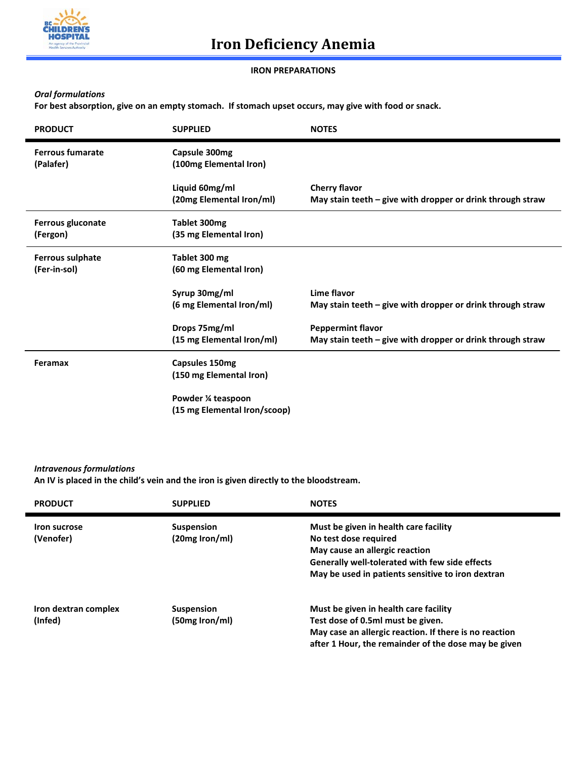# Iron Deficiency Anemia

**IRON PREPARATIONS**

***Oral formulations***

**For best absorption, give on an empty stomach. If stomach upset occurs, may give with food or snack.**

| PRODUCT | SUPPLIED | NOTES |
|---|---|---|
| **Ferrous fumarate (Palafer)** | **Capsule 300mg (100mg Elemental Iron)** | |
| | **Liquid 60mg/ml (20mg Elemental Iron/ml)** | **Cherry flavor May stain teeth – give with dropper or drink through straw** |
| **Ferrous gluconate (Fergon)** | **Tablet 300mg (35 mg Elemental Iron)** | |
| **Ferrous sulphate (Fer-in-sol)** | **Tablet 300 mg (60 mg Elemental Iron)** | |
| | **Syrup 30mg/ml (6 mg Elemental Iron/ml)** | **Lime flavor May stain teeth – give with dropper or drink through straw** |
| | **Drops 75mg/ml (15 mg Elemental Iron/ml)** | **Peppermint flavor May stain teeth – give with dropper or drink through straw** |
| **Feramax** | **Capsules 150mg (150 mg Elemental Iron)** | |
| | **Powder ¼ teaspoon (15 mg Elemental Iron/scoop)** | |

***Intravenous formulations***

**An IV is placed in the child's vein and the iron is given directly to the bloodstream.**

| PRODUCT | SUPPLIED | NOTES |
|---|---|---|
| **Iron sucrose (Venofer)** | **Suspension (20mg Iron/ml)** | **Must be given in health care facility No test dose required May cause an allergic reaction Generally well-tolerated with few side effects May be used in patients sensitive to iron dextran** |
| **Iron dextran complex (Infed)** | **Suspension (50mg Iron/ml)** | **Must be given in health care facility Test dose of 0.5ml must be given. May case an allergic reaction. If there is no reaction after 1 Hour, the remainder of the dose may be given** |